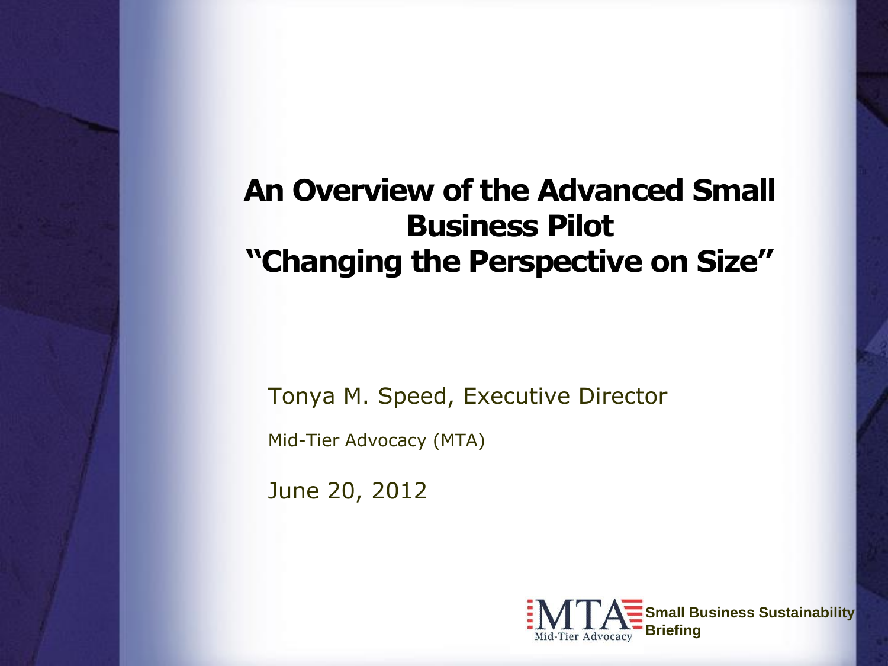# An Overview of the Advanced Small Business Pilot
# "Changing the Perspective on Size"

Tonya M. Speed, Executive Director

Mid-Tier Advocacy (MTA)

June 20, 2012

MTA Mid-Tier Advocacy **Small Business Sustainability Briefing**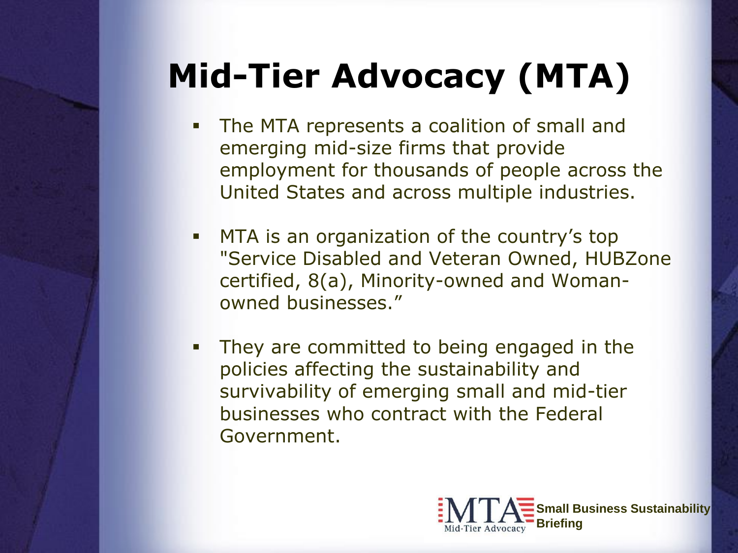# Mid-Tier Advocacy (MTA)

- The MTA represents a coalition of small and emerging mid-size firms that provide employment for thousands of people across the United States and across multiple industries.
- MTA is an organization of the country's top "Service Disabled and Veteran Owned, HUBZone certified, 8(a), Minority-owned and Woman-owned businesses."
- They are committed to being engaged in the policies affecting the sustainability and survivability of emerging small and mid-tier businesses who contract with the Federal Government.

MTA Mid-Tier Advocacy **Small Business Sustainability Briefing**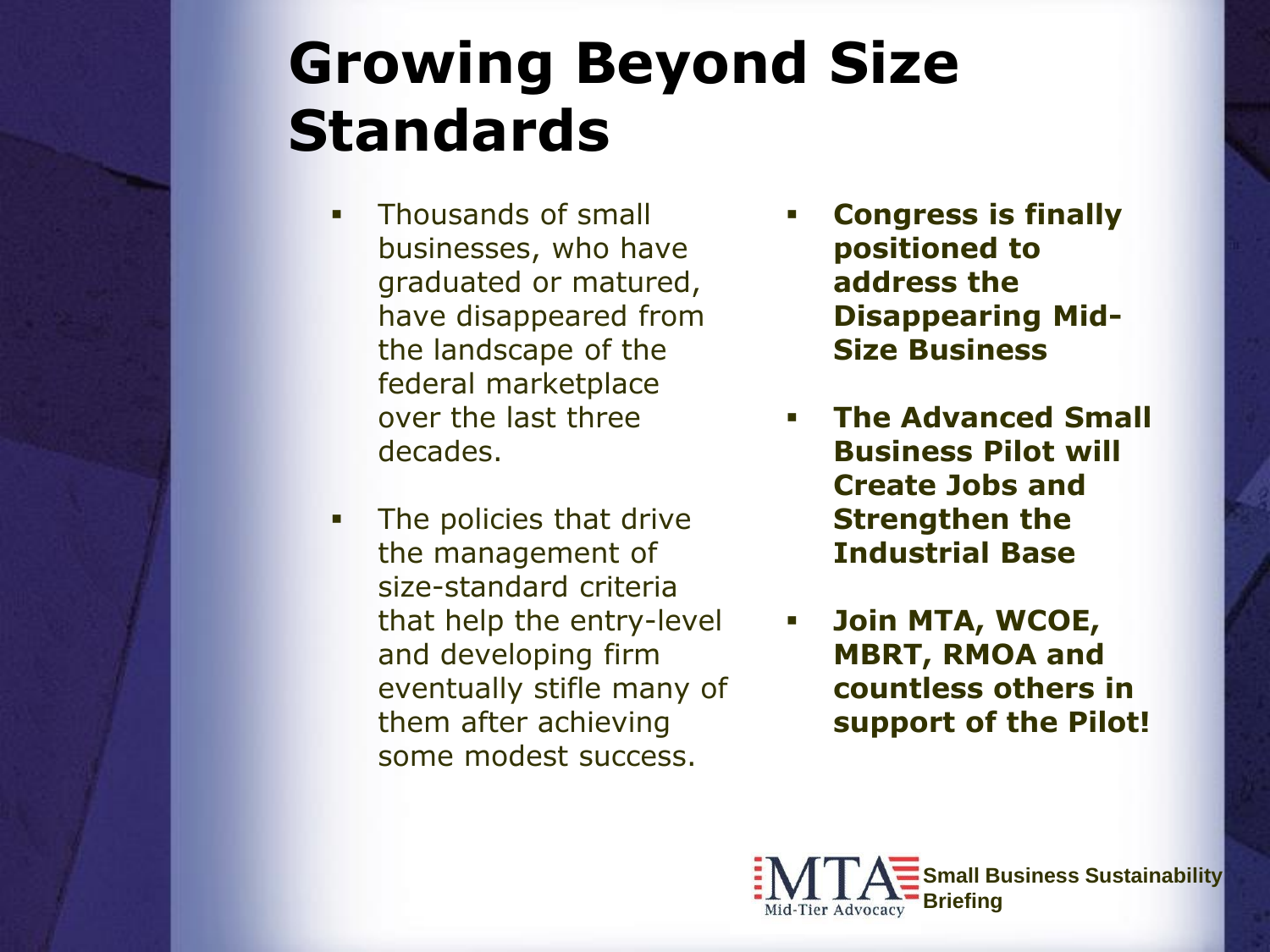# Growing Beyond Size Standards

- Thousands of small businesses, who have graduated or matured, have disappeared from the landscape of the federal marketplace over the last three decades.
- The policies that drive the management of size-standard criteria that help the entry-level and developing firm eventually stifle many of them after achieving some modest success.

- **Congress is finally positioned to address the Disappearing Mid-Size Business**
- **The Advanced Small Business Pilot will Create Jobs and Strengthen the Industrial Base**
- **Join MTA, WCOE, MBRT, RMOA and countless others in support of the Pilot!**

MTA Mid-Tier Advocacy **Small Business Sustainability Briefing**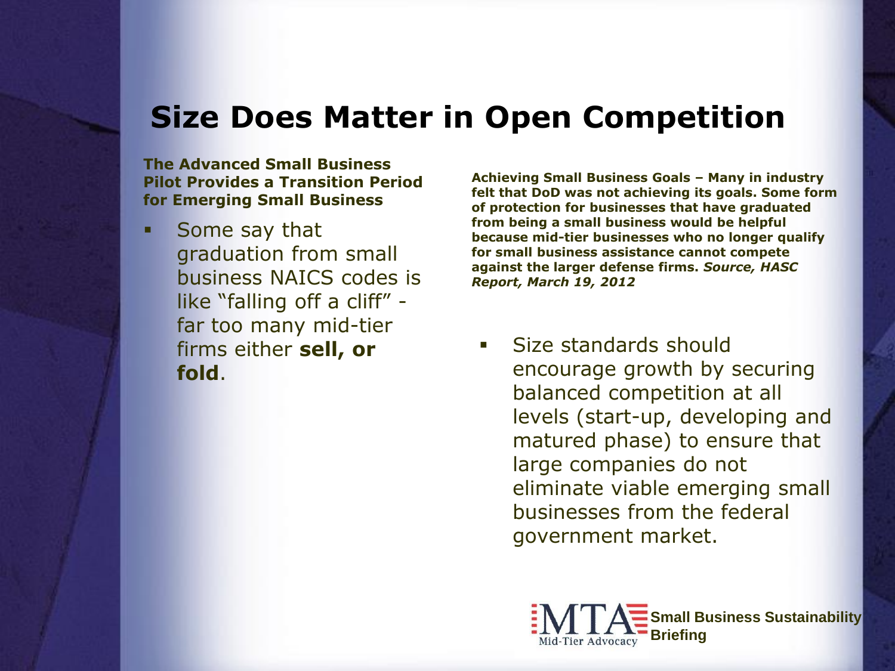# Size Does Matter in Open Competition

**The Advanced Small Business Pilot Provides a Transition Period for Emerging Small Business**

- Some say that graduation from small business NAICS codes is like "falling off a cliff" - far too many mid-tier firms either **sell, or fold**.

**Achieving Small Business Goals – Many in industry felt that DoD was not achieving its goals. Some form of protection for businesses that have graduated from being a small business would be helpful because mid-tier businesses who no longer qualify for small business assistance cannot compete against the larger defense firms. *Source, HASC Report, March 19, 2012***

- Size standards should encourage growth by securing balanced competition at all levels (start-up, developing and matured phase) to ensure that large companies do not eliminate viable emerging small businesses from the federal government market.

MTA Mid-Tier Advocacy **Small Business Sustainability Briefing**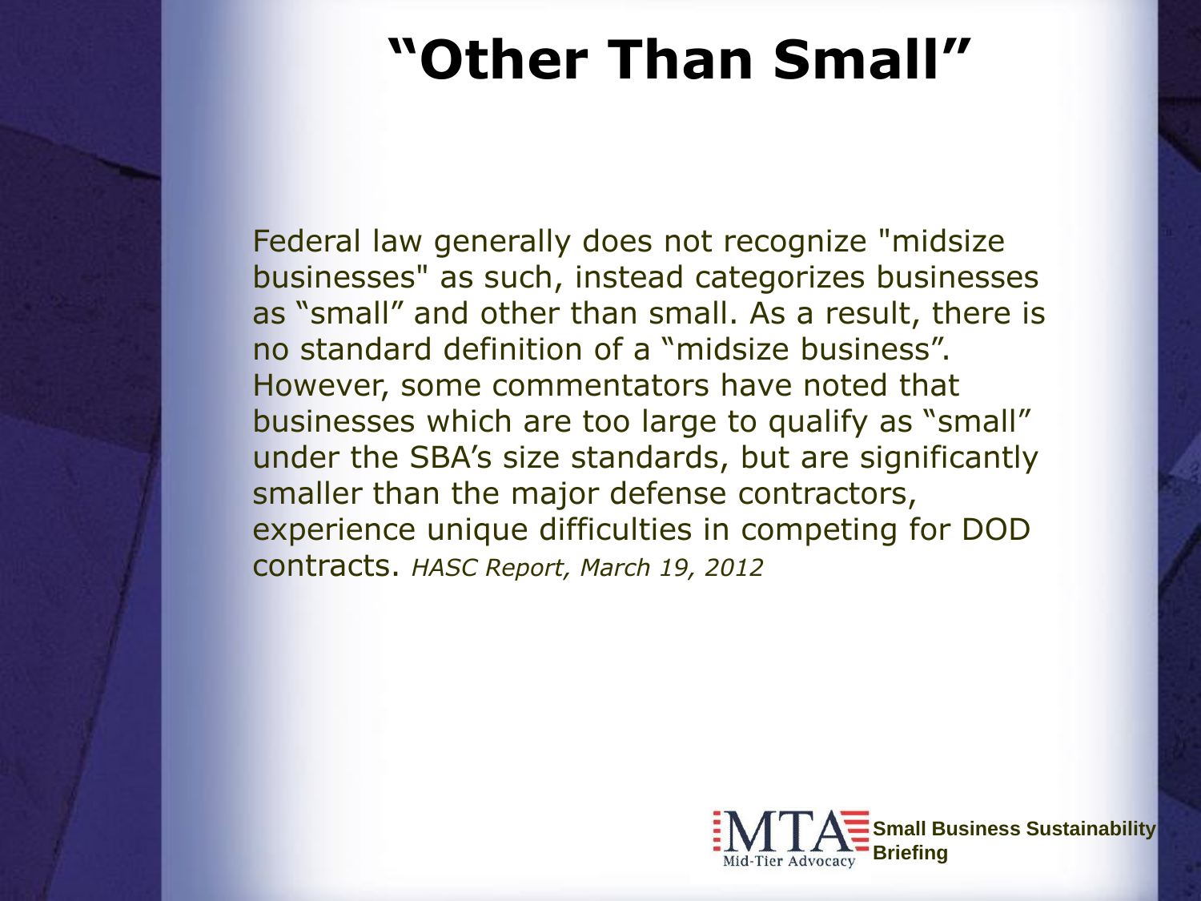# "Other Than Small"

Federal law generally does not recognize "midsize businesses" as such, instead categorizes businesses as "small" and other than small. As a result, there is no standard definition of a "midsize business". However, some commentators have noted that businesses which are too large to qualify as "small" under the SBA's size standards, but are significantly smaller than the major defense contractors, experience unique difficulties in competing for DOD contracts. *HASC Report, March 19, 2012*

MTA Mid-Tier Advocacy **Small Business Sustainability Briefing**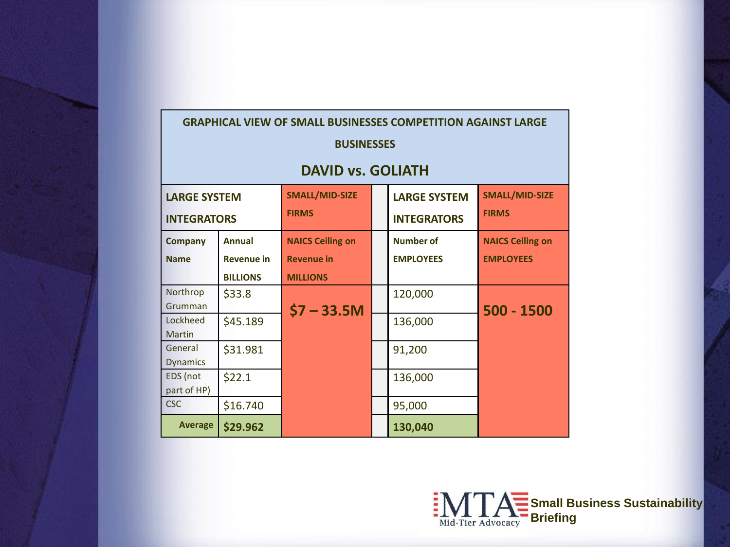## GRAPHICAL VIEW OF SMALL BUSINESSES COMPETITION AGAINST LARGE BUSINESSES

## DAVID vs. GOLIATH

| LARGE SYSTEM INTEGRATORS | | SMALL/MID-SIZE FIRMS | | LARGE SYSTEM INTEGRATORS | SMALL/MID-SIZE FIRMS |
|---|---|---|---|---|---|
| **Company Name** | **Annual Revenue in BILLIONS** | **NAICS Ceiling on Revenue in MILLIONS** | | **Number of EMPLOYEES** | **NAICS Ceiling on EMPLOYEES** |
| Northrop Grumman | $33.8 | **$7 – 33.5M** | | 120,000 | **500 - 1500** |
| Lockheed Martin | $45.189 | | | 136,000 | |
| General Dynamics | $31.981 | | | 91,200 | |
| EDS (not part of HP) | $22.1 | | | 136,000 | |
| CSC | $16.740 | | | 95,000 | |
| **Average** | **$29.962** | | | **130,040** | |

MTA Mid-Tier Advocacy **Small Business Sustainability Briefing**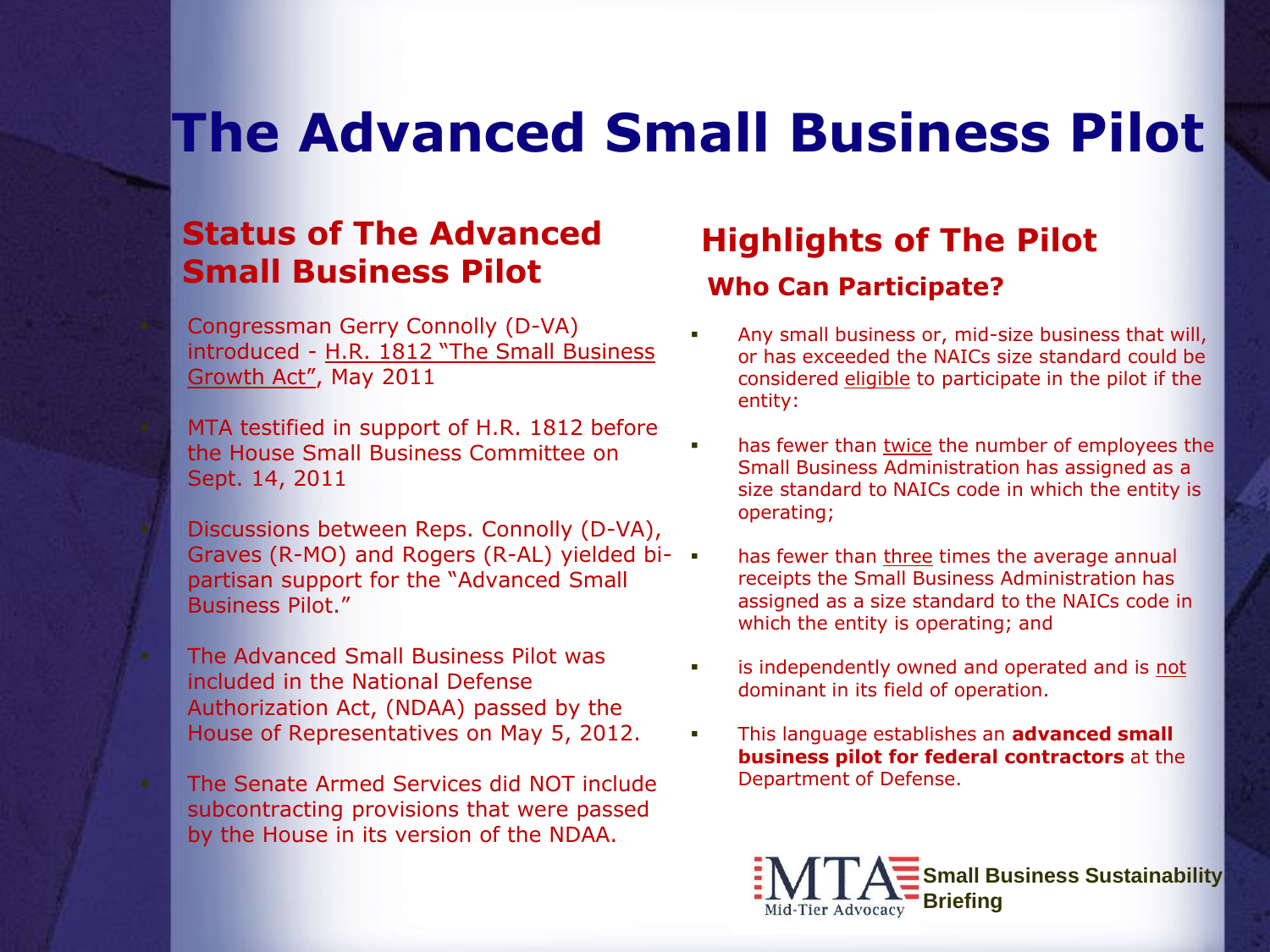# The Advanced Small Business Pilot

## Status of The Advanced Small Business Pilot

- Congressman Gerry Connolly (D-VA) introduced - H.R. 1812 "The Small Business Growth Act", May 2011
- MTA testified in support of H.R. 1812 before the House Small Business Committee on Sept. 14, 2011
- Discussions between Reps. Connolly (D-VA), Graves (R-MO) and Rogers (R-AL) yielded bi-partisan support for the "Advanced Small Business Pilot."
- The Advanced Small Business Pilot was included in the National Defense Authorization Act, (NDAA) passed by the House of Representatives on May 5, 2012.
- The Senate Armed Services did NOT include subcontracting provisions that were passed by the House in its version of the NDAA.

## Highlights of The Pilot

### Who Can Participate?

- Any small business or, mid-size business that will, or has exceeded the NAICs size standard could be considered eligible to participate in the pilot if the entity:
- has fewer than twice the number of employees the Small Business Administration has assigned as a size standard to NAICs code in which the entity is operating;
- has fewer than three times the average annual receipts the Small Business Administration has assigned as a size standard to the NAICs code in which the entity is operating; and
- is independently owned and operated and is not dominant in its field of operation.
- This language establishes an **advanced small business pilot for federal contractors** at the Department of Defense.

MTA Mid-Tier Advocacy **Small Business Sustainability Briefing**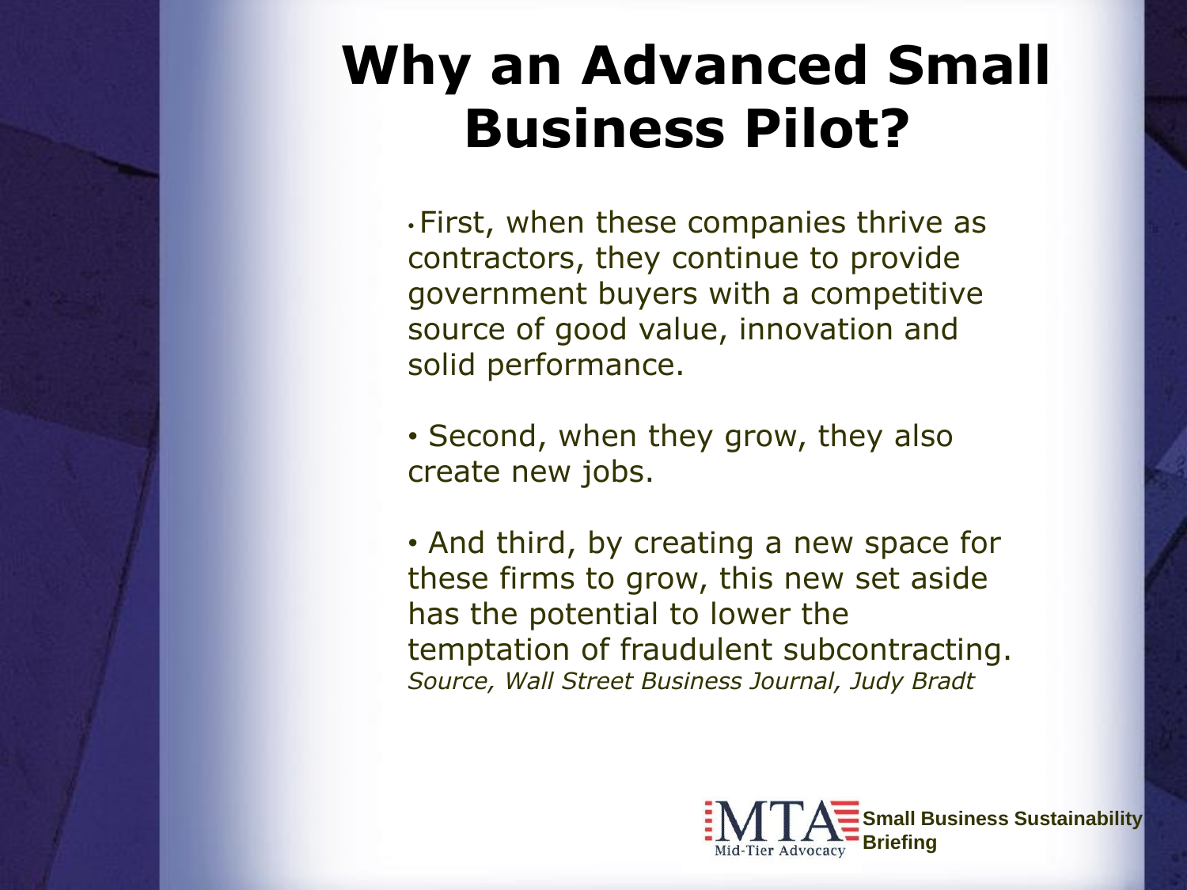# Why an Advanced Small Business Pilot?

- First, when these companies thrive as contractors, they continue to provide government buyers with a competitive source of good value, innovation and solid performance.

- Second, when they grow, they also create new jobs.

- And third, by creating a new space for these firms to grow, this new set aside has the potential to lower the temptation of fraudulent subcontracting.

*Source, Wall Street Business Journal, Judy Bradt*

MTA Mid-Tier Advocacy **Small Business Sustainability Briefing**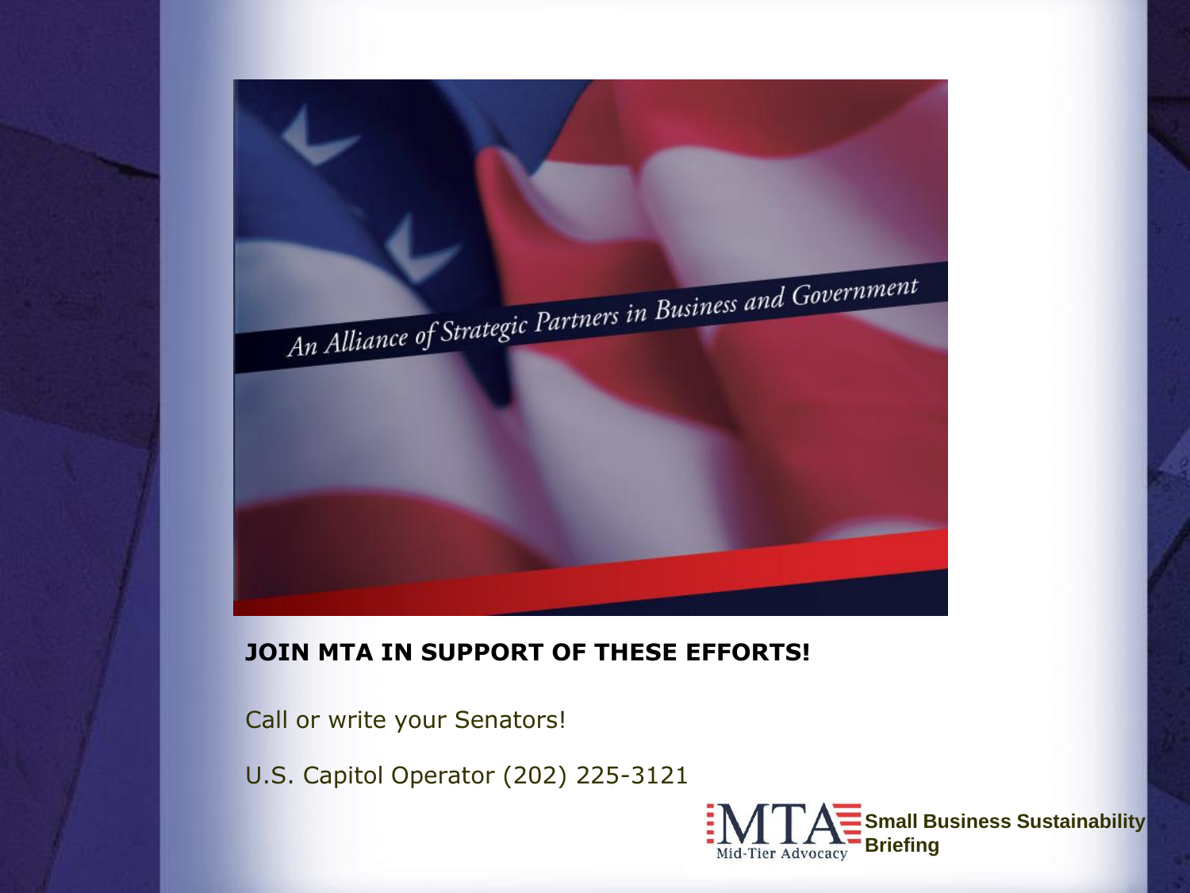An Alliance of Strategic Partners in Business and Government

**JOIN MTA IN SUPPORT OF THESE EFFORTS!**

Call or write your Senators!

U.S. Capitol Operator (202) 225-3121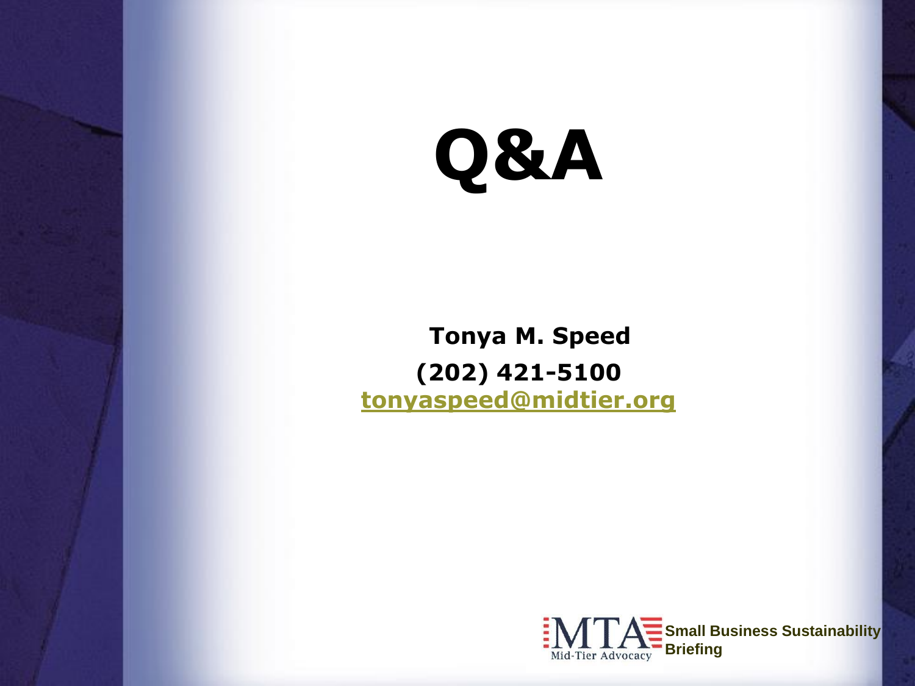# Q&A

**Tonya M. Speed**

**(202) 421-5100**

**tonyaspeed@midtier.org**

MTA Mid-Tier Advocacy **Small Business Sustainability Briefing**